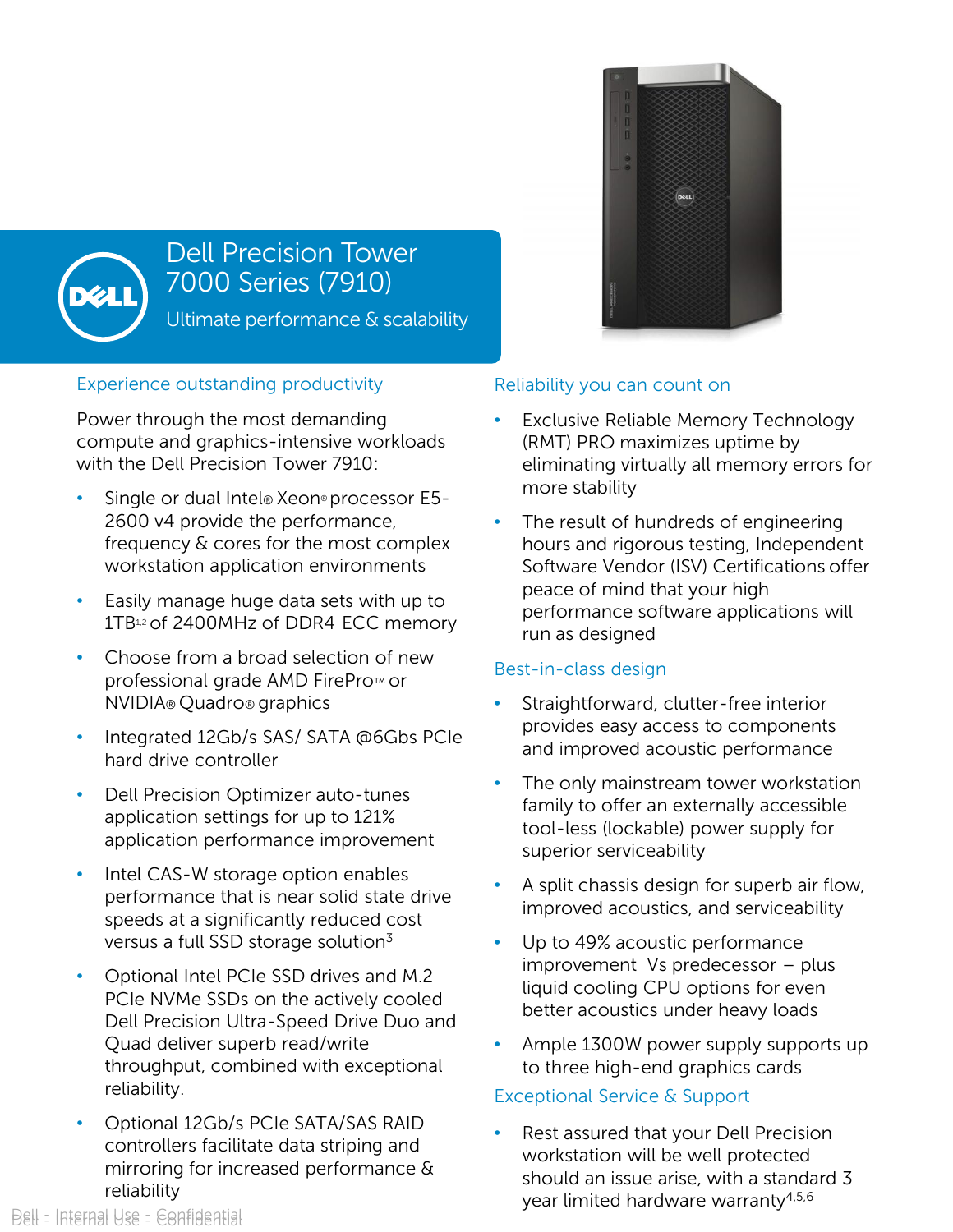# Dell Precision Tower 7000 Series (7910)

Ultimate performance & scalability

## Experience outstanding productivity

Power through the most demanding compute and graphics-intensive workloads with the Dell Precision Tower 7910:

- Single or dual Intel® Xeon® processor E5-2600 v4 provide the performance, frequency & cores for the most complex workstation application environments
- Easily manage huge data sets with up to 1TB[1,2] of 2400MHz of DDR4 ECC memory
- Choose from a broad selection of new professional grade AMD FirePro™ or NVIDIA® Quadro® graphics
- Integrated 12Gb/s SAS/ SATA @6Gbs PCIe hard drive controller
- Dell Precision Optimizer auto-tunes application settings for up to 121% application performance improvement
- Intel CAS-W storage option enables performance that is near solid state drive speeds at a significantly reduced cost versus a full SSD storage solution[3]
- Optional Intel PCIe SSD drives and M.2 PCIe NVMe SSDs on the actively cooled Dell Precision Ultra-Speed Drive Duo and Quad deliver superb read/write throughput, combined with exceptional reliability.
- Optional 12Gb/s PCIe SATA/SAS RAID controllers facilitate data striping and mirroring for increased performance & reliability

## Reliability you can count on

- Exclusive Reliable Memory Technology (RMT) PRO maximizes uptime by eliminating virtually all memory errors for more stability
- The result of hundreds of engineering hours and rigorous testing, Independent Software Vendor (ISV) Certifications offer peace of mind that your high performance software applications will run as designed

## Best-in-class design

- Straightforward, clutter-free interior provides easy access to components and improved acoustic performance
- The only mainstream tower workstation family to offer an externally accessible tool-less (lockable) power supply for superior serviceability
- A split chassis design for superb air flow, improved acoustics, and serviceability
- Up to 49% acoustic performance improvement Vs predecessor – plus liquid cooling CPU options for even better acoustics under heavy loads
- Ample 1300W power supply supports up to three high-end graphics cards

## Exceptional Service & Support

- Rest assured that your Dell Precision workstation will be well protected should an issue arise, with a standard 3 year limited hardware warranty[4,5,6]

Dell - Internal Use - Confidential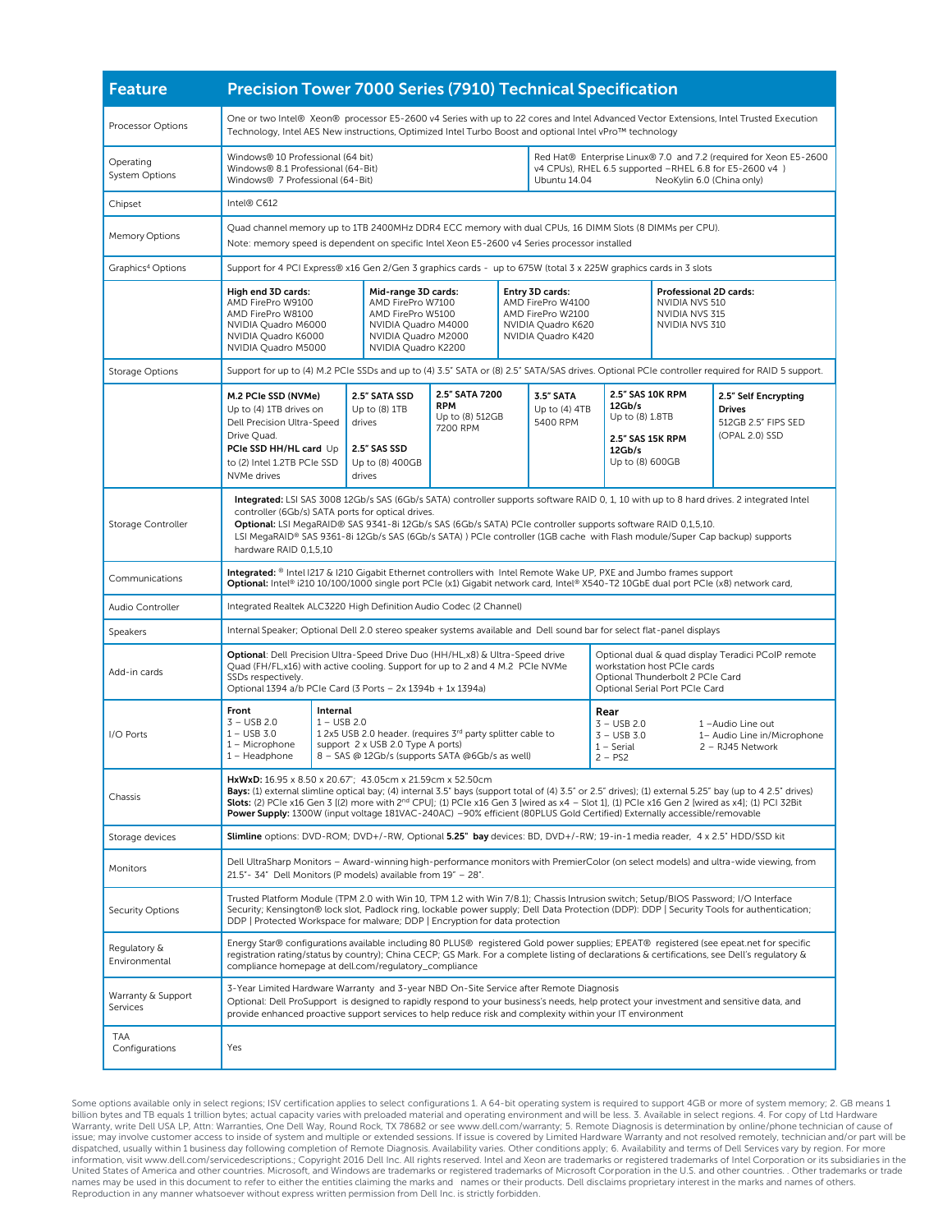| Feature | Precision Tower 7000 Series (7910) Technical Specification |
|---|---|
| Processor Options | One or two Intel® Xeon® processor E5-2600 v4 Series with up to 22 cores and Intel Advanced Vector Extensions, Intel Trusted Execution Technology, Intel AES New instructions, Optimized Intel Turbo Boost and optional Intel vPro™ technology |
| Operating System Options | Windows® 10 Professional (64 bit)<br>Windows® 8.1 Professional (64-Bit)<br>Windows® 7 Professional (64-Bit)<br>Red Hat® Enterprise Linux® 7.0 and 7.2 (required for Xeon E5-2600 v4 CPUs), RHEL 6.5 supported –RHEL 6.8 for E5-2600 v4 )<br>Ubuntu 14.04 NeoKylin 6.0 (China only) |
| Chipset | Intel® C612 |
| Memory Options | Quad channel memory up to 1TB 2400MHz DDR4 ECC memory with dual CPUs, 16 DIMM Slots (8 DIMMs per CPU).<br>Note: memory speed is dependent on specific Intel Xeon E5-2600 v4 Series processor installed |
| Graphics[4] Options | Support for 4 PCI Express® x16 Gen 2/Gen 3 graphics cards - up to 675W (total 3 x 225W graphics cards in 3 slots |
| | **High end 3D cards:** AMD FirePro W9100, AMD FirePro W8100, NVIDIA Quadro M6000, NVIDIA Quadro K6000, NVIDIA Quadro M5000<br>**Mid-range 3D cards:** AMD FirePro W7100, AMD FirePro W5100, NVIDIA Quadro M4000, NVIDIA Quadro M2000, NVIDIA Quadro K2200<br>**Entry 3D cards:** AMD FirePro W4100, AMD FirePro W2100, NVIDIA Quadro K620, NVIDIA Quadro K420<br>**Professional 2D cards:** NVIDIA NVS 510, NVIDIA NVS 315, NVIDIA NVS 310 |
| Storage Options | Support for up to (4) M.2 PCIe SSDs and up to (4) 3.5" SATA or (8) 2.5" SATA/SAS drives. Optional PCIe controller required for RAID 5 support. |
| | **M.2 PCIe SSD (NVMe)** Up to (4) 1TB drives on Dell Precision Ultra-Speed Drive Quad. **PCIe SSD HH/HL card** Up to (2) Intel 1.2TB PCIe SSD NVMe drives<br>**2.5" SATA SSD** Up to (8) 1TB drives<br>**2.5" SAS SSD** Up to (8) 400GB drives<br>**2.5" SATA 7200 RPM** Up to (8) 512GB 7200 RPM<br>**3.5" SATA** Up to (4) 4TB 5400 RPM<br>**2.5" SAS 10K RPM 12Gb/s** Up to (8) 1.8TB<br>**2.5" SAS 15K RPM 12Gb/s** Up to (8) 600GB<br>**2.5" Self Encrypting Drives** 512GB 2.5" FIPS SED (OPAL 2.0) SSD |
| Storage Controller | **Integrated:** LSI SAS 3008 12Gb/s SAS (6Gb/s SATA) controller supports software RAID 0, 1, 10 with up to 8 hard drives. 2 integrated Intel controller (6Gb/s) SATA ports for optical drives.<br>**Optional:** LSI MegaRAID® SAS 9341-8i 12Gb/s SAS (6Gb/s SATA) PCIe controller supports software RAID 0,1,5,10.<br>LSI MegaRAID® SAS 9361-8i 12Gb/s SAS (6Gb/s SATA) ) PCIe controller (1GB cache with Flash module/Super Cap backup) supports hardware RAID 0,1,5,10 |
| Communications | **Integrated:** ® Intel I217 & I210 Gigabit Ethernet controllers with Intel Remote Wake UP, PXE and Jumbo frames support<br>**Optional:** Intel® i210 10/100/1000 single port PCIe (x1) Gigabit network card, Intel® X540-T2 10GbE dual port PCIe (x8) network card, |
| Audio Controller | Integrated Realtek ALC3220 High Definition Audio Codec (2 Channel) |
| Speakers | Internal Speaker; Optional Dell 2.0 stereo speaker systems available and Dell sound bar for select flat-panel displays |
| Add-in cards | **Optional:** Dell Precision Ultra-Speed Drive Duo (HH/HL,x8) & Ultra-Speed drive Quad (FH/FL,x16) with active cooling. Support for up to 2 and 4 M.2 PCIe NVMe SSDs respectively.<br>Optional 1394 a/b PCIe Card (3 Ports – 2x 1394b + 1x 1394a)<br>Optional dual & quad display Teradici PCoIP remote workstation host PCIe cards<br>Optional Thunderbolt 2 PCIe Card<br>Optional Serial Port PCIe Card |
| I/O Ports | **Front**<br>3 – USB 2.0<br>1 – USB 3.0<br>1 – Microphone<br>1 – Headphone<br>**Internal**<br>1 – USB 2.0<br>1 2x5 USB 2.0 header. (requires 3rd party splitter cable to support 2 x USB 2.0 Type A ports)<br>8 – SAS @ 12Gb/s (supports SATA @6Gb/s as well)<br>**Rear**<br>3 – USB 2.0<br>3 – USB 3.0<br>1 – Serial<br>2 – PS2<br>1 –Audio Line out<br>1– Audio Line in/Microphone<br>2 – RJ45 Network |
| Chassis | **HxWxD:** 16.95 x 8.50 x 20.67"; 43.05cm x 21.59cm x 52.50cm<br>**Bays:** (1) external slimline optical bay; (4) internal 3.5" bays (support total of (4) 3.5" or 2.5" drives); (1) external 5.25" bay (up to 4 2.5" drives)<br>**Slots:** (2) PCIe x16 Gen 3 [(2) more with 2nd CPU]; (1) PCIe x16 Gen 3 [wired as x4 – Slot 1], (1) PCIe x16 Gen 2 [wired as x4]; (1) PCI 32Bit<br>**Power Supply:** 1300W (input voltage 181VAC-240AC) ~90% efficient (80PLUS Gold Certified) Externally accessible/removable |
| Storage devices | **Slimline** options: DVD-ROM; DVD+/-RW, Optional **5.25" bay** devices: BD, DVD+/-RW; 19-in-1 media reader, 4 x 2.5" HDD/SSD kit |
| Monitors | Dell UltraSharp Monitors – Award-winning high-performance monitors with PremierColor (on select models) and ultra-wide viewing, from 21.5"- 34" Dell Monitors (P models) available from 19" – 28". |
| Security Options | Trusted Platform Module (TPM 2.0 with Win 10, TPM 1.2 with Win 7/8.1); Chassis Intrusion switch; Setup/BIOS Password; I/O Interface Security; Kensington® lock slot, Padlock ring, lockable power supply; Dell Data Protection (DDP): DDP \| Security Tools for authentication; DDP \| Protected Workspace for malware; DDP \| Encryption for data protection |
| Regulatory & Environmental | Energy Star® configurations available including 80 PLUS® registered Gold power supplies; EPEAT® registered (see epeat.net for specific registration rating/status by country); China CECP; GS Mark. For a complete listing of declarations & certifications, see Dell's regulatory & compliance homepage at dell.com/regulatory_compliance |
| Warranty & Support Services | 3-Year Limited Hardware Warranty and 3-year NBD On-Site Service after Remote Diagnosis<br>Optional: Dell ProSupport is designed to rapidly respond to your business's needs, help protect your investment and sensitive data, and provide enhanced proactive support services to help reduce risk and complexity within your IT environment |
| TAA Configurations | Yes |

Some options available only in select regions; ISV certification applies to select configurations 1. A 64-bit operating system is required to support 4GB or more of system memory; 2. GB means 1 billion bytes and TB equals 1 trillion bytes; actual capacity varies with preloaded material and operating environment and will be less. 3. Available in select regions. 4. For copy of Ltd Hardware Warranty, write Dell USA LP, Attn: Warranties, One Dell Way, Round Rock, TX 78682 or see www.dell.com/warranty; 5. Remote Diagnosis is determination by online/phone technician of cause of issue; may involve customer access to inside of system and multiple or extended sessions. If issue is covered by Limited Hardware Warranty and not resolved remotely, technician and/or part will be dispatched, usually within 1 business day following completion of Remote Diagnosis. Availability varies. Other conditions apply; 6. Availability and terms of Dell Services vary by region. For more information, visit www.dell.com/servicedescriptions.; Copyright 2016 Dell Inc. All rights reserved. Intel and Xeon are trademarks or registered trademarks of Intel Corporation or its subsidiaries in the United States of America and other countries. Microsoft, and Windows are trademarks or registered trademarks of Microsoft Corporation in the U.S. and other countries. . Other trademarks or trade names may be used in this document to refer to either the entities claiming the marks and names or their products. Dell disclaims proprietary interest in the marks and names of others. Reproduction in any manner whatsoever without express written permission from Dell Inc. is strictly forbidden.